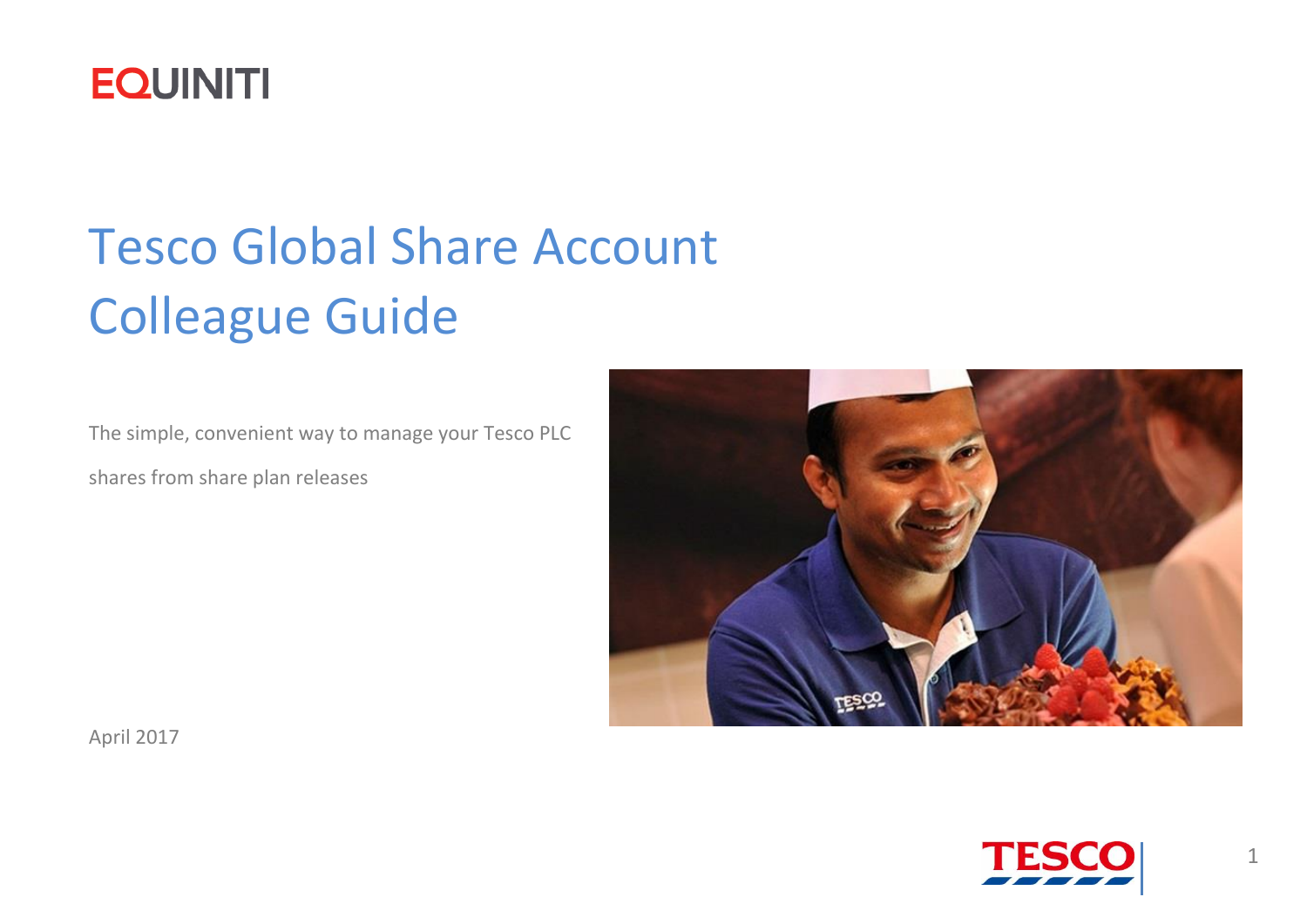EQUINITI

# Tesco Global Share Account Colleague Guide

The simple, convenient way to manage your Tesco PLC shares from share plan releases

April 2017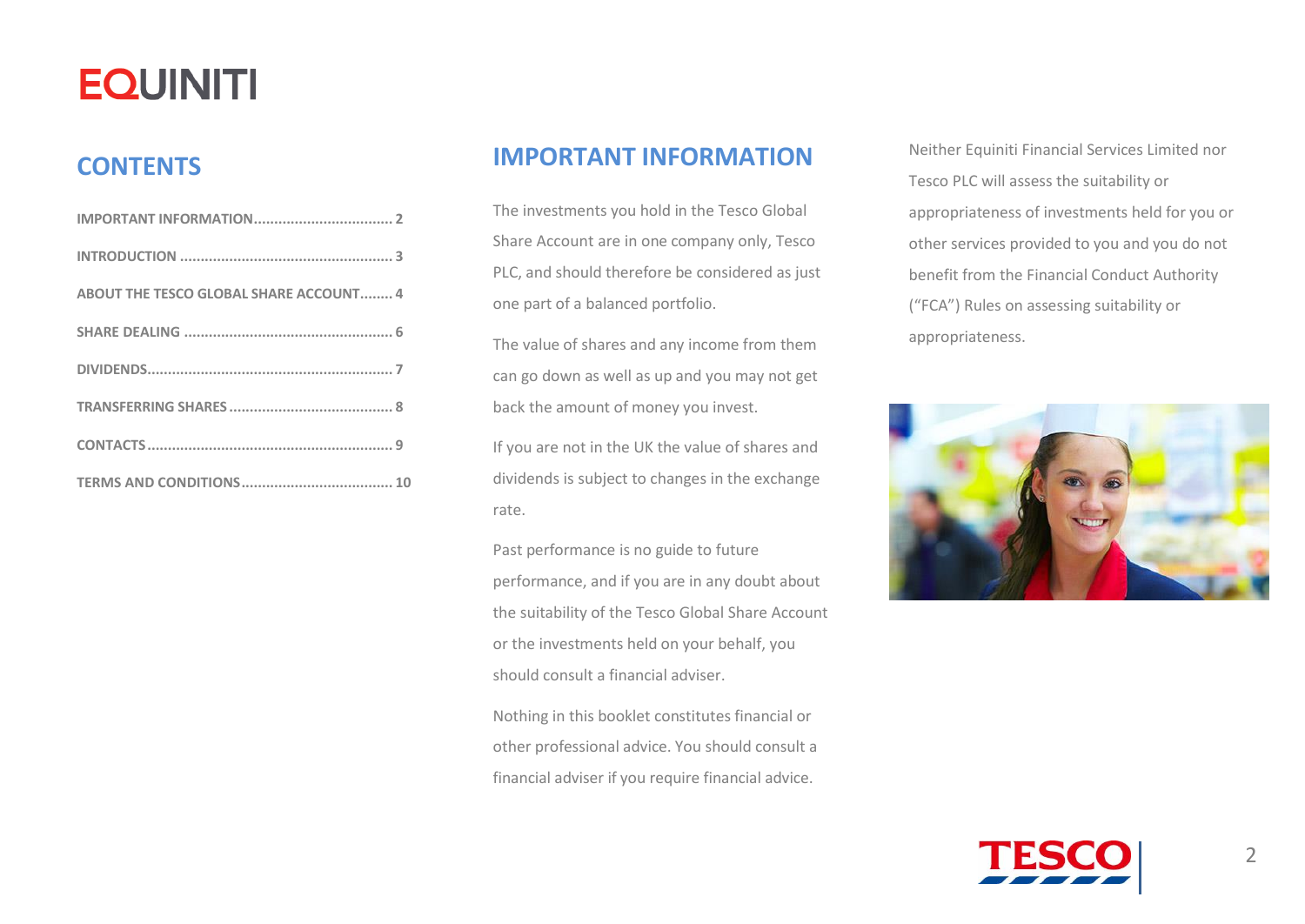## CONTENTS

| | |
|---|---|
| IMPORTANT INFORMATION | 2 |
| INTRODUCTION | 3 |
| ABOUT THE TESCO GLOBAL SHARE ACCOUNT | 4 |
| SHARE DEALING | 6 |
| DIVIDENDS | 7 |
| TRANSFERRING SHARES | 8 |
| CONTACTS | 9 |
| TERMS AND CONDITIONS | 10 |

## IMPORTANT INFORMATION

The investments you hold in the Tesco Global Share Account are in one company only, Tesco PLC, and should therefore be considered as just one part of a balanced portfolio.

The value of shares and any income from them can go down as well as up and you may not get back the amount of money you invest.

If you are not in the UK the value of shares and dividends is subject to changes in the exchange rate.

Past performance is no guide to future performance, and if you are in any doubt about the suitability of the Tesco Global Share Account or the investments held on your behalf, you should consult a financial adviser.

Nothing in this booklet constitutes financial or other professional advice. You should consult a financial adviser if you require financial advice.

Neither Equiniti Financial Services Limited nor Tesco PLC will assess the suitability or appropriateness of investments held for you or other services provided to you and you do not benefit from the Financial Conduct Authority ("FCA") Rules on assessing suitability or appropriateness.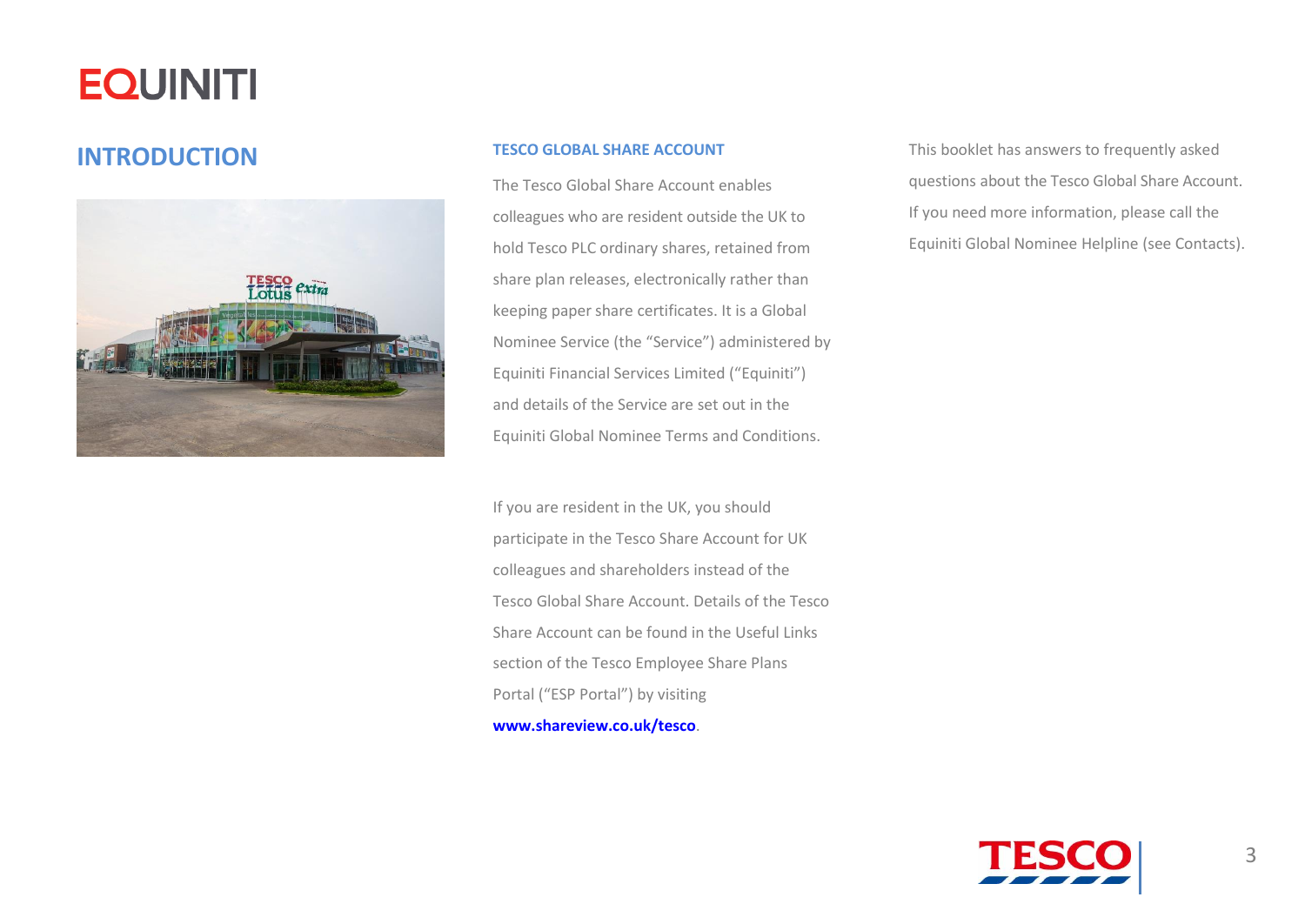## INTRODUCTION

### TESCO GLOBAL SHARE ACCOUNT

The Tesco Global Share Account enables colleagues who are resident outside the UK to hold Tesco PLC ordinary shares, retained from share plan releases, electronically rather than keeping paper share certificates. It is a Global Nominee Service (the "Service") administered by Equiniti Financial Services Limited ("Equiniti") and details of the Service are set out in the Equiniti Global Nominee Terms and Conditions.

If you are resident in the UK, you should participate in the Tesco Share Account for UK colleagues and shareholders instead of the Tesco Global Share Account. Details of the Tesco Share Account can be found in the Useful Links section of the Tesco Employee Share Plans Portal ("ESP Portal") by visiting **www.shareview.co.uk/tesco**.

This booklet has answers to frequently asked questions about the Tesco Global Share Account. If you need more information, please call the Equiniti Global Nominee Helpline (see Contacts).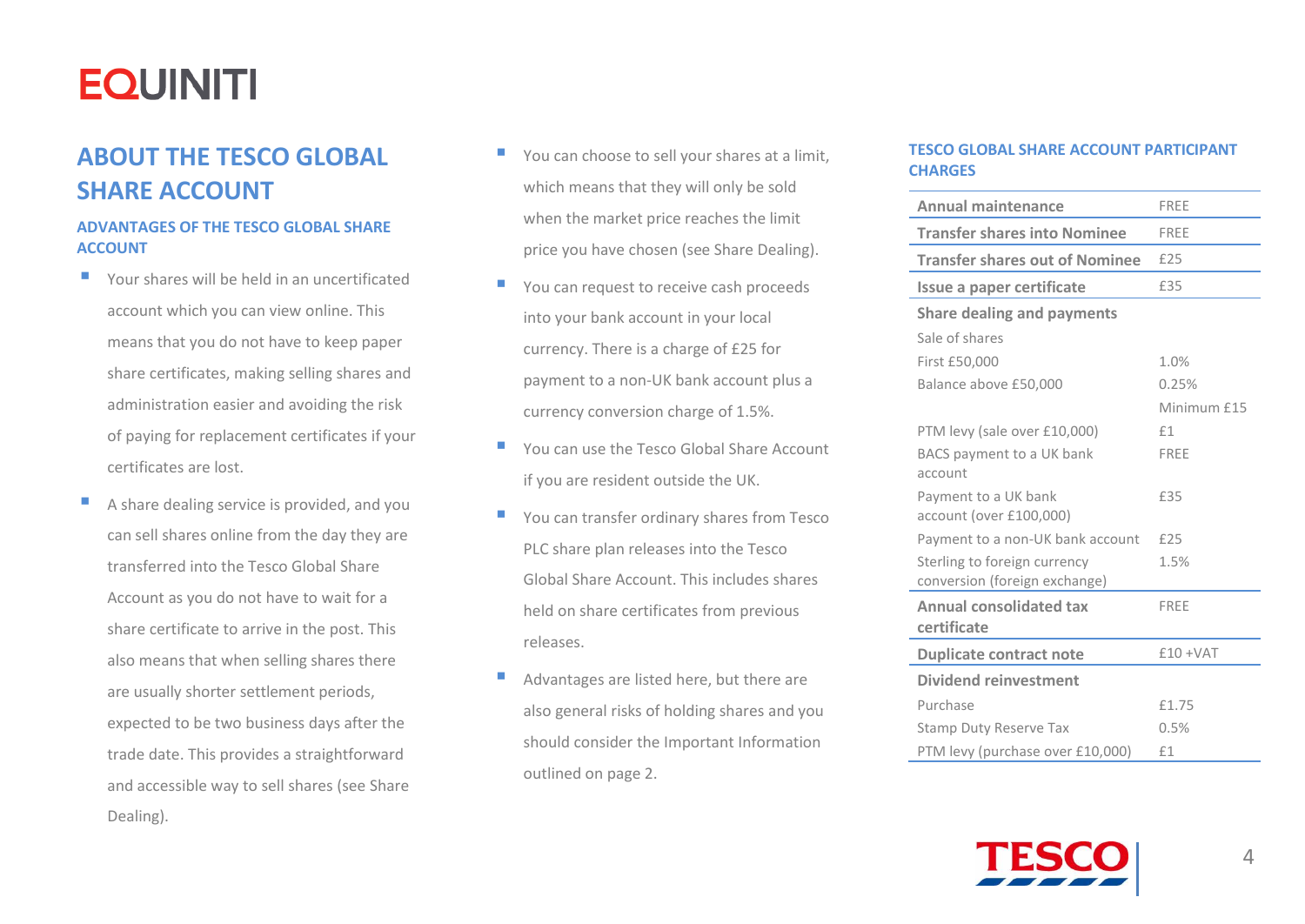# ABOUT THE TESCO GLOBAL SHARE ACCOUNT

### ADVANTAGES OF THE TESCO GLOBAL SHARE ACCOUNT

- Your shares will be held in an uncertificated account which you can view online. This means that you do not have to keep paper share certificates, making selling shares and administration easier and avoiding the risk of paying for replacement certificates if your certificates are lost.
- A share dealing service is provided, and you can sell shares online from the day they are transferred into the Tesco Global Share Account as you do not have to wait for a share certificate to arrive in the post. This also means that when selling shares there are usually shorter settlement periods, expected to be two business days after the trade date. This provides a straightforward and accessible way to sell shares (see Share Dealing).
- You can choose to sell your shares at a limit, which means that they will only be sold when the market price reaches the limit price you have chosen (see Share Dealing).
- You can request to receive cash proceeds into your bank account in your local currency. There is a charge of £25 for payment to a non-UK bank account plus a currency conversion charge of 1.5%.
- You can use the Tesco Global Share Account if you are resident outside the UK.
- You can transfer ordinary shares from Tesco PLC share plan releases into the Tesco Global Share Account. This includes shares held on share certificates from previous releases.
- Advantages are listed here, but there are also general risks of holding shares and you should consider the Important Information outlined on page 2.

### TESCO GLOBAL SHARE ACCOUNT PARTICIPANT CHARGES

| | |
|---|---|
| **Annual maintenance** | FREE |
| **Transfer shares into Nominee** | FREE |
| **Transfer shares out of Nominee** | £25 |
| **Issue a paper certificate** | £35 |
| **Share dealing and payments** | |
| Sale of shares | |
| First £50,000 | 1.0% |
| Balance above £50,000 | 0.25% |
| | Minimum £15 |
| PTM levy (sale over £10,000) | £1 |
| BACS payment to a UK bank account | FREE |
| Payment to a UK bank account (over £100,000) | £35 |
| Payment to a non-UK bank account | £25 |
| Sterling to foreign currency conversion (foreign exchange) | 1.5% |
| **Annual consolidated tax certificate** | FREE |
| **Duplicate contract note** | £10 +VAT |
| **Dividend reinvestment** | |
| Purchase | £1.75 |
| Stamp Duty Reserve Tax | 0.5% |
| PTM levy (purchase over £10,000) | £1 |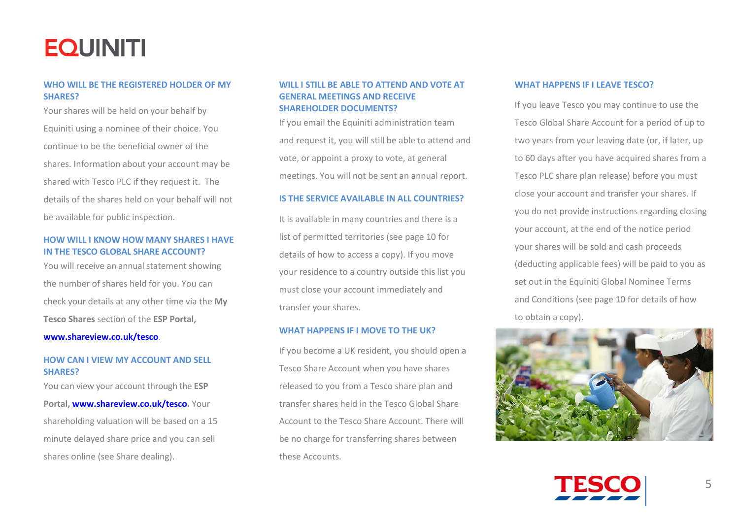### WHO WILL BE THE REGISTERED HOLDER OF MY SHARES?

Your shares will be held on your behalf by Equiniti using a nominee of their choice. You continue to be the beneficial owner of the shares. Information about your account may be shared with Tesco PLC if they request it. The details of the shares held on your behalf will not be available for public inspection.

### HOW WILL I KNOW HOW MANY SHARES I HAVE IN THE TESCO GLOBAL SHARE ACCOUNT?

You will receive an annual statement showing the number of shares held for you. You can check your details at any other time via the **My Tesco Shares** section of the **ESP Portal,** **www.shareview.co.uk/tesco**.

### HOW CAN I VIEW MY ACCOUNT AND SELL SHARES?

You can view your account through the **ESP Portal, www.shareview.co.uk/tesco.** Your shareholding valuation will be based on a 15 minute delayed share price and you can sell shares online (see Share dealing).

### WILL I STILL BE ABLE TO ATTEND AND VOTE AT GENERAL MEETINGS AND RECEIVE SHAREHOLDER DOCUMENTS?

If you email the Equiniti administration team and request it, you will still be able to attend and vote, or appoint a proxy to vote, at general meetings. You will not be sent an annual report.

### IS THE SERVICE AVAILABLE IN ALL COUNTRIES?

It is available in many countries and there is a list of permitted territories (see page 10 for details of how to access a copy). If you move your residence to a country outside this list you must close your account immediately and transfer your shares.

### WHAT HAPPENS IF I MOVE TO THE UK?

If you become a UK resident, you should open a Tesco Share Account when you have shares released to you from a Tesco share plan and transfer shares held in the Tesco Global Share Account to the Tesco Share Account. There will be no charge for transferring shares between these Accounts.

### WHAT HAPPENS IF I LEAVE TESCO?

If you leave Tesco you may continue to use the Tesco Global Share Account for a period of up to two years from your leaving date (or, if later, up to 60 days after you have acquired shares from a Tesco PLC share plan release) before you must close your account and transfer your shares. If you do not provide instructions regarding closing your account, at the end of the notice period your shares will be sold and cash proceeds (deducting applicable fees) will be paid to you as set out in the Equiniti Global Nominee Terms and Conditions (see page 10 for details of how to obtain a copy).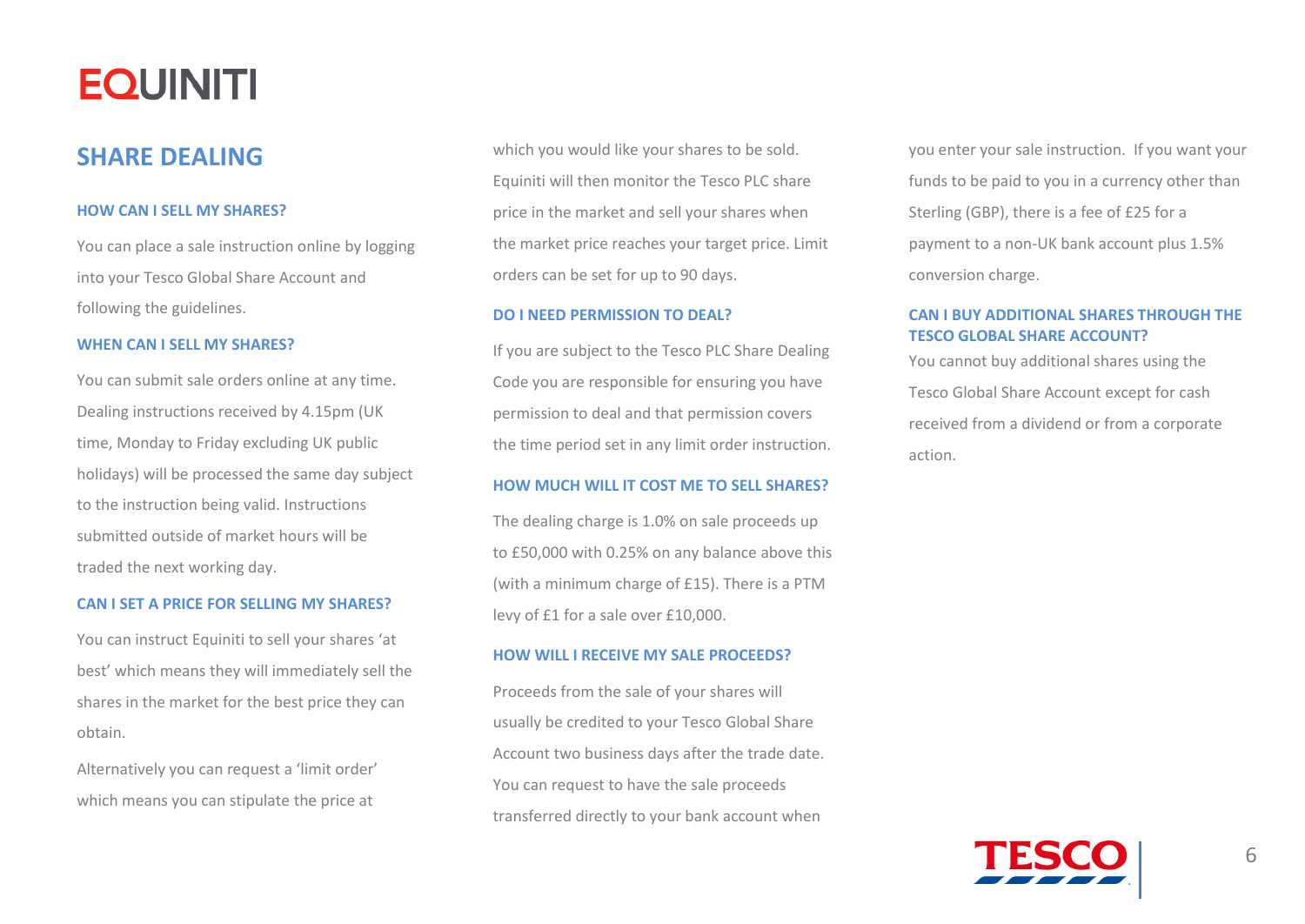## SHARE DEALING

### HOW CAN I SELL MY SHARES?

You can place a sale instruction online by logging into your Tesco Global Share Account and following the guidelines.

### WHEN CAN I SELL MY SHARES?

You can submit sale orders online at any time. Dealing instructions received by 4.15pm (UK time, Monday to Friday excluding UK public holidays) will be processed the same day subject to the instruction being valid. Instructions submitted outside of market hours will be traded the next working day.

### CAN I SET A PRICE FOR SELLING MY SHARES?

You can instruct Equiniti to sell your shares 'at best' which means they will immediately sell the shares in the market for the best price they can obtain.

Alternatively you can request a 'limit order' which means you can stipulate the price at which you would like your shares to be sold. Equiniti will then monitor the Tesco PLC share price in the market and sell your shares when the market price reaches your target price. Limit orders can be set for up to 90 days.

### DO I NEED PERMISSION TO DEAL?

If you are subject to the Tesco PLC Share Dealing Code you are responsible for ensuring you have permission to deal and that permission covers the time period set in any limit order instruction.

### HOW MUCH WILL IT COST ME TO SELL SHARES?

The dealing charge is 1.0% on sale proceeds up to £50,000 with 0.25% on any balance above this (with a minimum charge of £15). There is a PTM levy of £1 for a sale over £10,000.

### HOW WILL I RECEIVE MY SALE PROCEEDS?

Proceeds from the sale of your shares will usually be credited to your Tesco Global Share Account two business days after the trade date. You can request to have the sale proceeds transferred directly to your bank account when you enter your sale instruction. If you want your funds to be paid to you in a currency other than Sterling (GBP), there is a fee of £25 for a payment to a non-UK bank account plus 1.5% conversion charge.

### CAN I BUY ADDITIONAL SHARES THROUGH THE TESCO GLOBAL SHARE ACCOUNT?

You cannot buy additional shares using the Tesco Global Share Account except for cash received from a dividend or from a corporate action.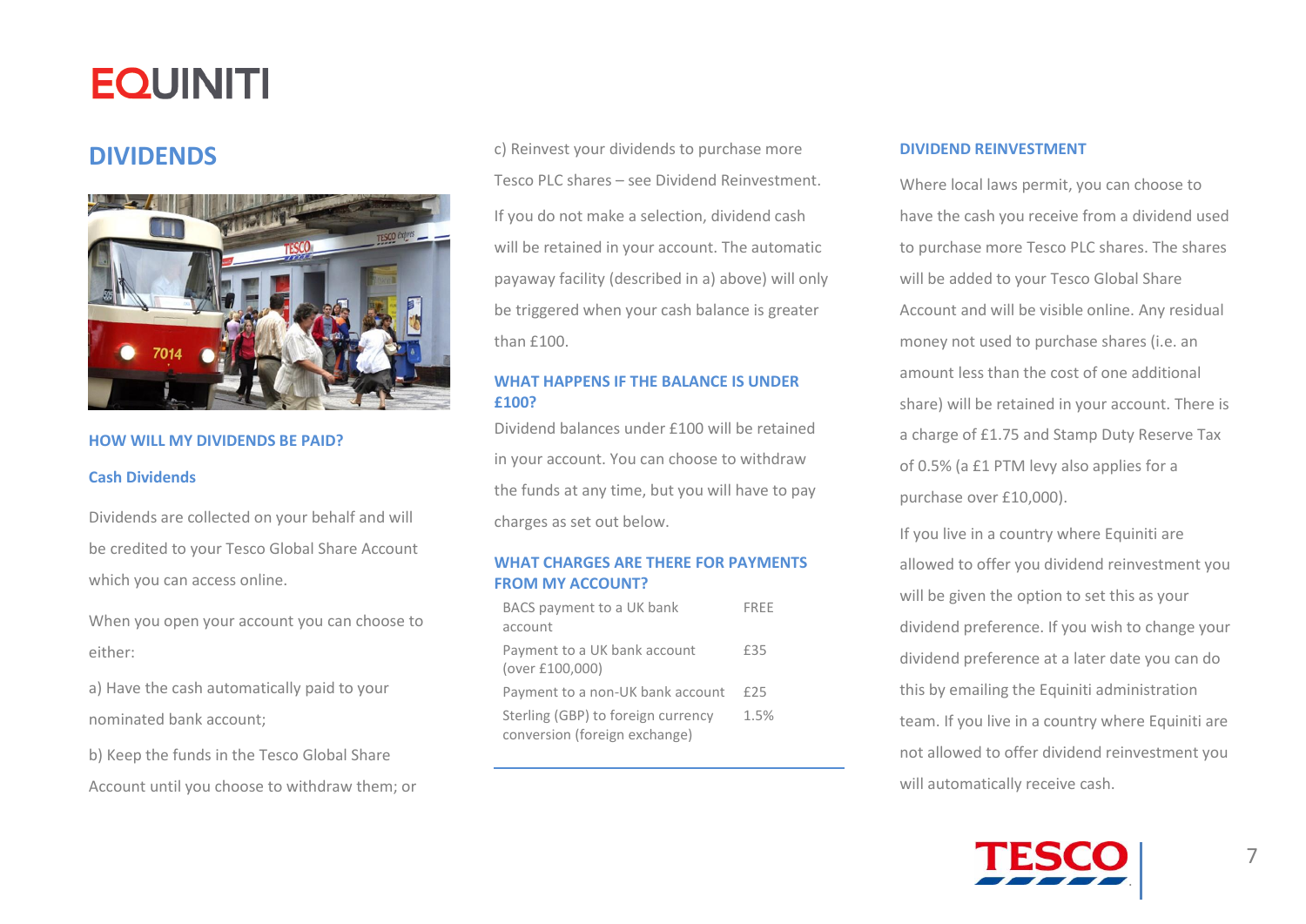## DIVIDENDS

### HOW WILL MY DIVIDENDS BE PAID?

#### Cash Dividends

Dividends are collected on your behalf and will be credited to your Tesco Global Share Account which you can access online.

When you open your account you can choose to either:

a) Have the cash automatically paid to your nominated bank account;

b) Keep the funds in the Tesco Global Share Account until you choose to withdraw them; or

c) Reinvest your dividends to purchase more Tesco PLC shares – see Dividend Reinvestment.

If you do not make a selection, dividend cash will be retained in your account. The automatic payaway facility (described in a) above) will only be triggered when your cash balance is greater than £100.

### WHAT HAPPENS IF THE BALANCE IS UNDER £100?

Dividend balances under £100 will be retained in your account. You can choose to withdraw the funds at any time, but you will have to pay charges as set out below.

### WHAT CHARGES ARE THERE FOR PAYMENTS FROM MY ACCOUNT?

| | |
|---|---|
| BACS payment to a UK bank account | FREE |
| Payment to a UK bank account (over £100,000) | £35 |
| Payment to a non-UK bank account | £25 |
| Sterling (GBP) to foreign currency conversion (foreign exchange) | 1.5% |

### DIVIDEND REINVESTMENT

Where local laws permit, you can choose to have the cash you receive from a dividend used to purchase more Tesco PLC shares. The shares will be added to your Tesco Global Share Account and will be visible online. Any residual money not used to purchase shares (i.e. an amount less than the cost of one additional share) will be retained in your account. There is a charge of £1.75 and Stamp Duty Reserve Tax of 0.5% (a £1 PTM levy also applies for a purchase over £10,000).

If you live in a country where Equiniti are allowed to offer you dividend reinvestment you will be given the option to set this as your dividend preference. If you wish to change your dividend preference at a later date you can do this by emailing the Equiniti administration team. If you live in a country where Equiniti are not allowed to offer dividend reinvestment you will automatically receive cash.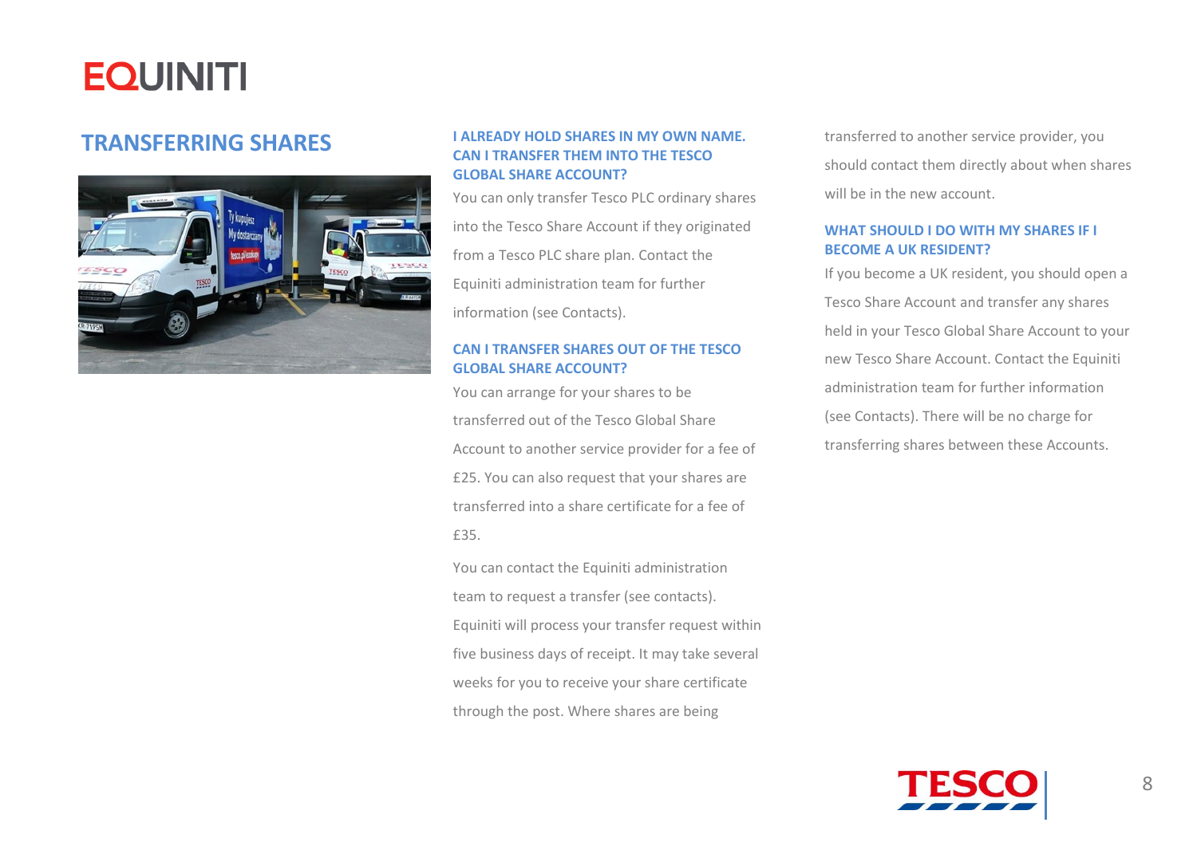## TRANSFERRING SHARES

### I ALREADY HOLD SHARES IN MY OWN NAME. CAN I TRANSFER THEM INTO THE TESCO GLOBAL SHARE ACCOUNT?

You can only transfer Tesco PLC ordinary shares into the Tesco Share Account if they originated from a Tesco PLC share plan. Contact the Equiniti administration team for further information (see Contacts).

### CAN I TRANSFER SHARES OUT OF THE TESCO GLOBAL SHARE ACCOUNT?

You can arrange for your shares to be transferred out of the Tesco Global Share Account to another service provider for a fee of £25. You can also request that your shares are transferred into a share certificate for a fee of £35.

You can contact the Equiniti administration team to request a transfer (see contacts). Equiniti will process your transfer request within five business days of receipt. It may take several weeks for you to receive your share certificate through the post. Where shares are being transferred to another service provider, you should contact them directly about when shares will be in the new account.

### WHAT SHOULD I DO WITH MY SHARES IF I BECOME A UK RESIDENT?

If you become a UK resident, you should open a Tesco Share Account and transfer any shares held in your Tesco Global Share Account to your new Tesco Share Account. Contact the Equiniti administration team for further information (see Contacts). There will be no charge for transferring shares between these Accounts.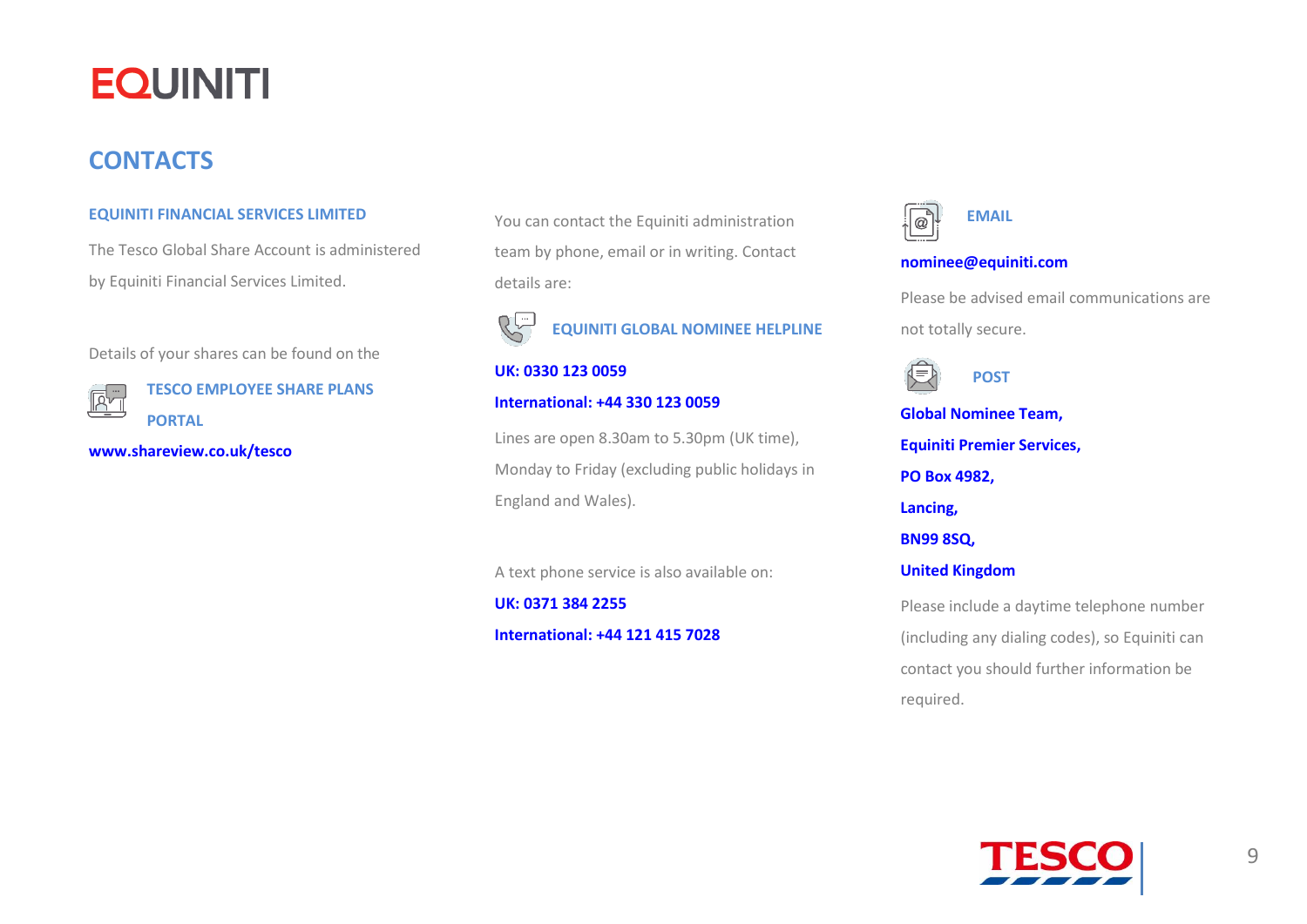# CONTACTS

### EQUINITI FINANCIAL SERVICES LIMITED

The Tesco Global Share Account is administered by Equiniti Financial Services Limited.

Details of your shares can be found on the

### TESCO EMPLOYEE SHARE PLANS PORTAL

**www.shareview.co.uk/tesco**

You can contact the Equiniti administration team by phone, email or in writing. Contact details are:

### EQUINITI GLOBAL NOMINEE HELPLINE

**UK: 0330 123 0059**

**International: +44 330 123 0059**

Lines are open 8.30am to 5.30pm (UK time), Monday to Friday (excluding public holidays in England and Wales).

A text phone service is also available on:

**UK: 0371 384 2255**

**International: +44 121 415 7028**

### EMAIL

**nominee@equiniti.com**

Please be advised email communications are not totally secure.

### POST

**Global Nominee Team,**
**Equiniti Premier Services,**
**PO Box 4982,**
**Lancing,**
**BN99 8SQ,**
**United Kingdom**

Please include a daytime telephone number (including any dialing codes), so Equiniti can contact you should further information be required.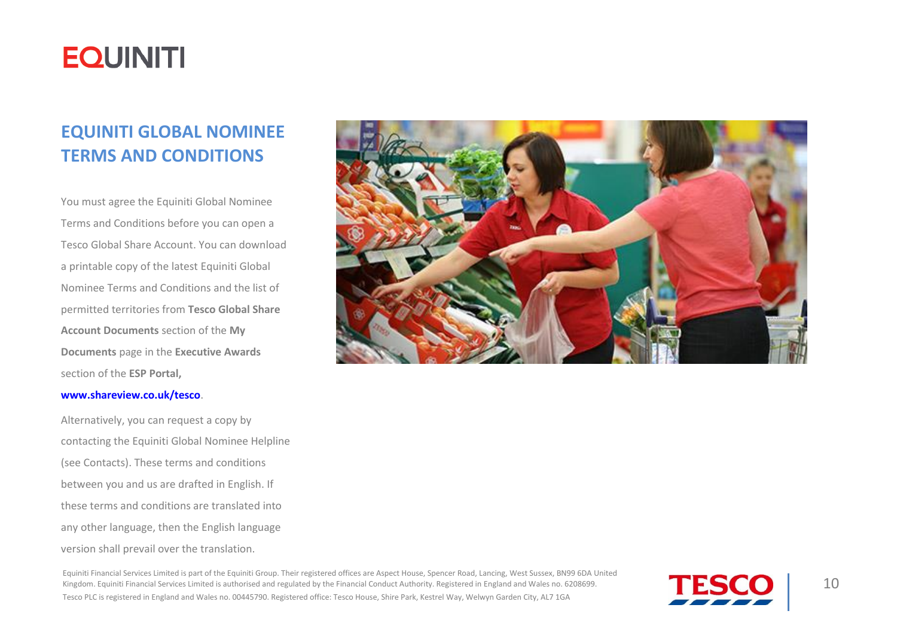# EQUINITI GLOBAL NOMINEE TERMS AND CONDITIONS

You must agree the Equiniti Global Nominee Terms and Conditions before you can open a Tesco Global Share Account. You can download a printable copy of the latest Equiniti Global Nominee Terms and Conditions and the list of permitted territories from **Tesco Global Share Account Documents** section of the **My Documents** page in the **Executive Awards** section of the **ESP Portal,** **www.shareview.co.uk/tesco**.

Alternatively, you can request a copy by contacting the Equiniti Global Nominee Helpline (see Contacts). These terms and conditions between you and us are drafted in English. If these terms and conditions are translated into any other language, then the English language version shall prevail over the translation.

Equiniti Financial Services Limited is part of the Equiniti Group. Their registered offices are Aspect House, Spencer Road, Lancing, West Sussex, BN99 6DA United Kingdom. Equiniti Financial Services Limited is authorised and regulated by the Financial Conduct Authority. Registered in England and Wales no. 6208699.

Tesco PLC is registered in England and Wales no. 00445790. Registered office: Tesco House, Shire Park, Kestrel Way, Welwyn Garden City, AL7 1GA